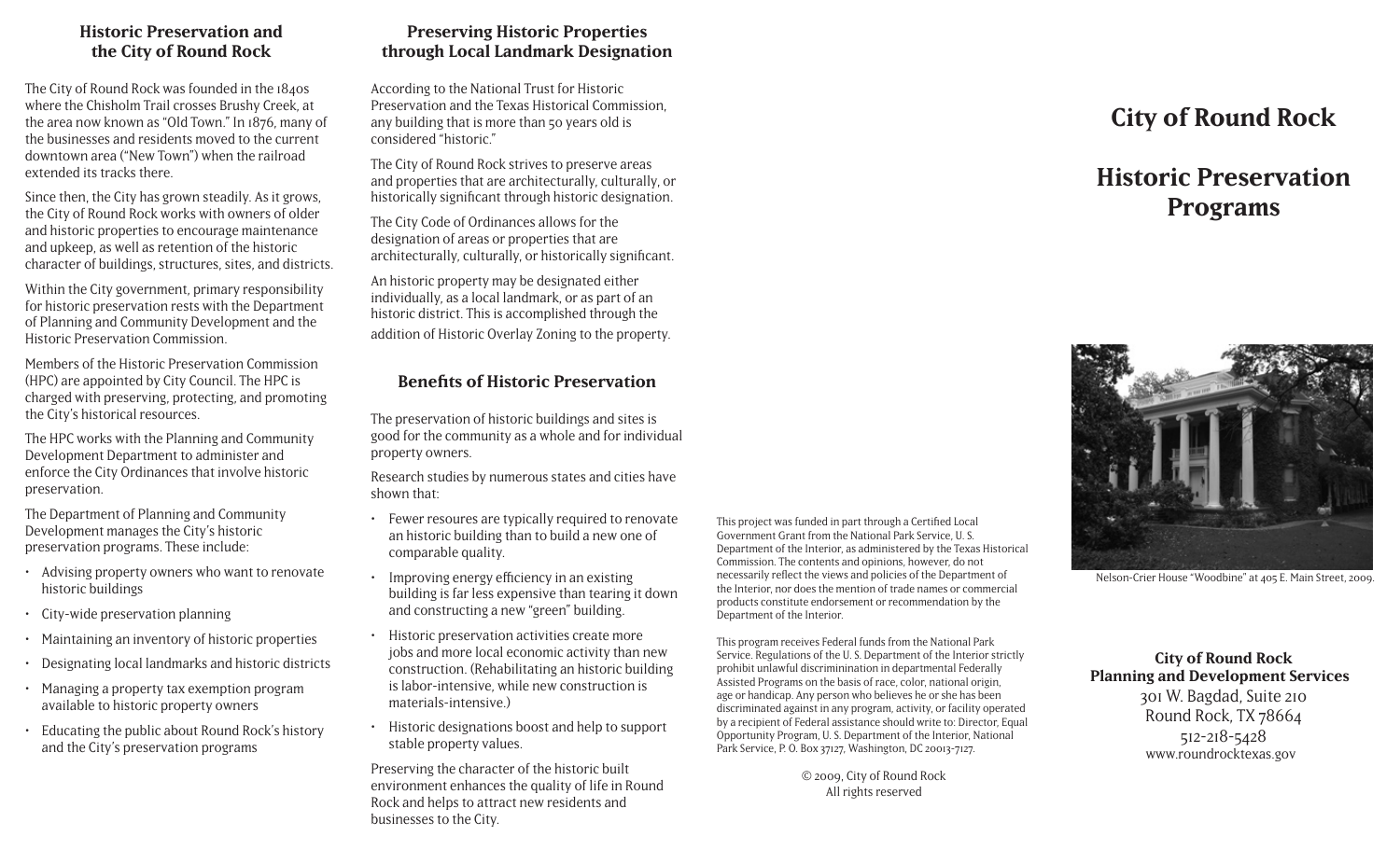## Historic Preservation and the City of Round Rock

The City of Round Rock was founded in the 1840s where the Chisholm Trail crosses Brushy Creek, at the area now known as "Old Town." In 1876, many of the businesses and residents moved to the current downtown area ("New Town") when the railroad extended its tracks there.

Since then, the City has grown steadily. As it grows, the City of Round Rock works with owners of older and historic properties to encourage maintenance and upkeep, as well as retention of the historic character of buildings, structures, sites, and districts.

Within the City government, primary responsibility for historic preservation rests with the Department of Planning and Community Development and the Historic Preservation Commission.

Members of the Historic Preservation Commission (HPC) are appointed by City Council. The HPC is charged with preserving, protecting, and promoting the City's historical resources.

The HPC works with the Planning and Community Development Department to administer and enforce the City Ordinances that involve historic preservation.

The Department of Planning and Community Development manages the City's historic preservation programs. These include:

- Advising property owners who want to renovate historic buildings
- City-wide preservation planning
- Maintaining an inventory of historic properties
- Designating local landmarks and historic districts
- Managing a property tax exemption program available to historic property owners
- Educating the public about Round Rock's history and the City's preservation programs

## Preserving Historic Properties through Local Landmark Designation

According to the National Trust for Historic Preservation and the Texas Historical Commission, any building that is more than 50 years old is considered "historic."

The City of Round Rock strives to preserve areas and properties that are architecturally, culturally, or historically significant through historic designation.

The City Code of Ordinances allows for the designation of areas or properties that are architecturally, culturally, or historically significant.

An historic property may be designated either individually, as a local landmark, or as part of an historic district. This is accomplished through the addition of Historic Overlay Zoning to the property.

## Benefits of Historic Preservation

The preservation of historic buildings and sites is good for the community as a whole and for individual property owners.

Research studies by numerous states and cities have shown that:

- Fewer resoures are typically required to renovate an historic building than to build a new one of comparable quality.
- Improving energy efficiency in an existing building is far less expensive than tearing it down and constructing a new "green" building.
- Historic preservation activities create more jobs and more local economic activity than new construction. (Rehabilitating an historic building is labor-intensive, while new construction is materials-intensive.)
- Historic designations boost and help to support stable property values.

Preserving the character of the historic built environment enhances the quality of life in Round Rock and helps to attract new residents and businesses to the City.

This project was funded in part through a Certified Local Government Grant from the National Park Service, U. S. Department of the Interior, as administered by the Texas Historical Commission. The contents and opinions, however, do not necessarily reflect the views and policies of the Department of the Interior, nor does the mention of trade names or commercial products constitute endorsement or recommendation by the Department of the Interior.

This program receives Federal funds from the National Park Service. Regulations of the U. S. Department of the Interior strictly prohibit unlawful discriminination in departmental Federally Assisted Programs on the basis of race, color, national origin, age or handicap. Any person who believes he or she has been discriminated against in any program, activity, or facility operated by a recipient of Federal assistance should write to: Director, Equal Opportunity Program, U. S. Department of the Interior, National Park Service, P. O. Box 37127, Washington, DC 20013-7127.

© 2009, City of Round Rock
All rights reserved

# City of Round Rock

# Historic Preservation Programs

Nelson-Crier House "Woodbine" at 405 E. Main Street, 2009.

**City of Round Rock**
**Planning and Development Services**
301 W. Bagdad, Suite 210
Round Rock, TX 78664
512-218-5428
www.roundrocktexas.gov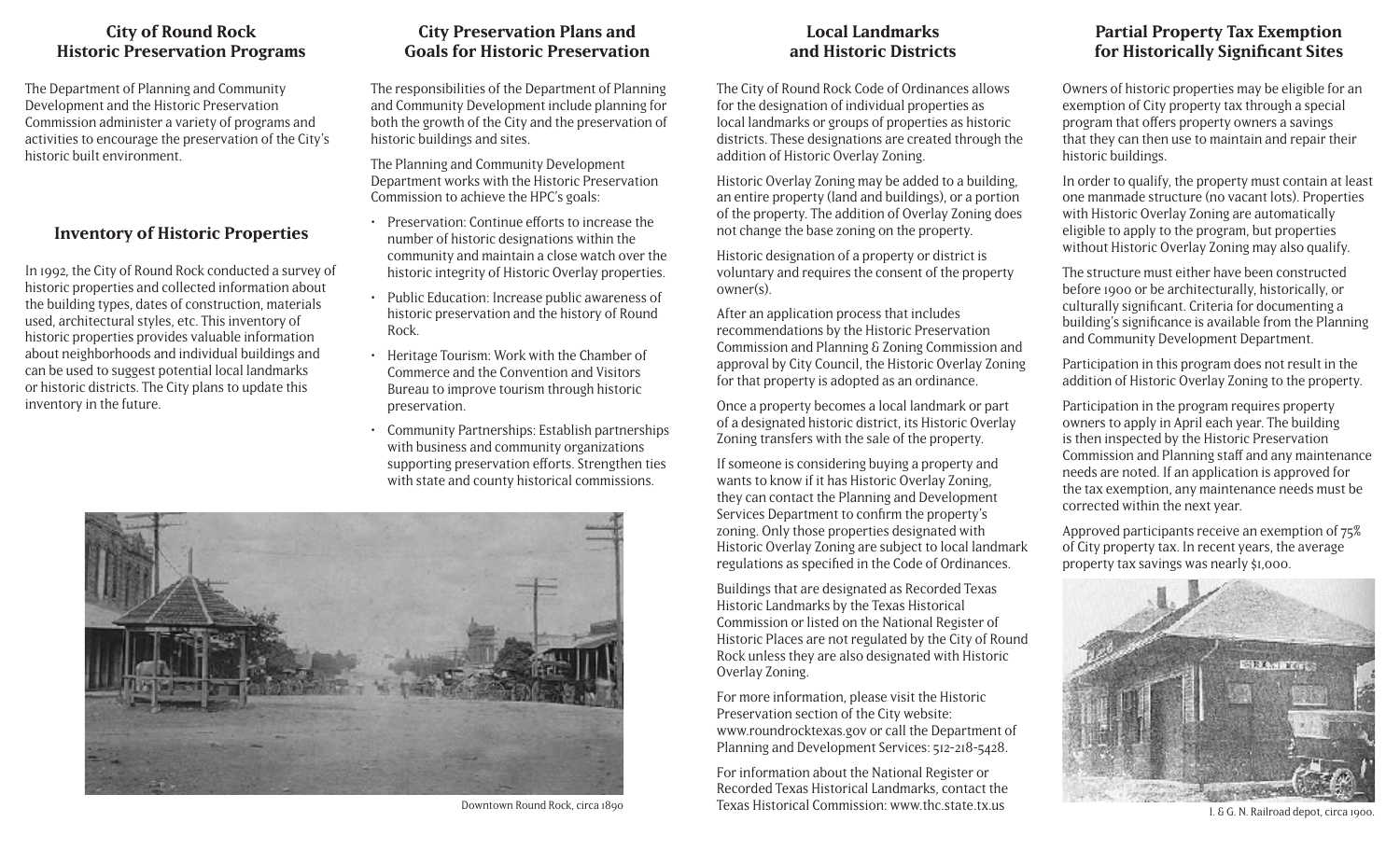## City of Round Rock Historic Preservation Programs

The Department of Planning and Community Development and the Historic Preservation Commission administer a variety of programs and activities to encourage the preservation of the City's historic built environment.

## Inventory of Historic Properties

In 1992, the City of Round Rock conducted a survey of historic properties and collected information about the building types, dates of construction, materials used, architectural styles, etc. This inventory of historic properties provides valuable information about neighborhoods and individual buildings and can be used to suggest potential local landmarks or historic districts. The City plans to update this inventory in the future.

## City Preservation Plans and Goals for Historic Preservation

The responsibilities of the Department of Planning and Community Development include planning for both the growth of the City and the preservation of historic buildings and sites.

The Planning and Community Development Department works with the Historic Preservation Commission to achieve the HPC's goals:

- Preservation: Continue efforts to increase the number of historic designations within the community and maintain a close watch over the historic integrity of Historic Overlay properties.
- Public Education: Increase public awareness of historic preservation and the history of Round Rock.
- Heritage Tourism: Work with the Chamber of Commerce and the Convention and Visitors Bureau to improve tourism through historic preservation.
- Community Partnerships: Establish partnerships with business and community organizations supporting preservation efforts. Strengthen ties with state and county historical commissions.

Downtown Round Rock, circa 1890

## Local Landmarks and Historic Districts

The City of Round Rock Code of Ordinances allows for the designation of individual properties as local landmarks or groups of properties as historic districts. These designations are created through the addition of Historic Overlay Zoning.

Historic Overlay Zoning may be added to a building, an entire property (land and buildings), or a portion of the property. The addition of Overlay Zoning does not change the base zoning on the property.

Historic designation of a property or district is voluntary and requires the consent of the property owner(s).

After an application process that includes recommendations by the Historic Preservation Commission and Planning & Zoning Commission and approval by City Council, the Historic Overlay Zoning for that property is adopted as an ordinance.

Once a property becomes a local landmark or part of a designated historic district, its Historic Overlay Zoning transfers with the sale of the property.

If someone is considering buying a property and wants to know if it has Historic Overlay Zoning, they can contact the Planning and Development Services Department to confirm the property's zoning. Only those properties designated with Historic Overlay Zoning are subject to local landmark regulations as specified in the Code of Ordinances.

Buildings that are designated as Recorded Texas Historic Landmarks by the Texas Historical Commission or listed on the National Register of Historic Places are not regulated by the City of Round Rock unless they are also designated with Historic Overlay Zoning.

For more information, please visit the Historic Preservation section of the City website: www.roundrocktexas.gov or call the Department of Planning and Development Services: 512-218-5428.

For information about the National Register or Recorded Texas Historical Landmarks, contact the Texas Historical Commission: www.thc.state.tx.us

## Partial Property Tax Exemption for Historically Significant Sites

Owners of historic properties may be eligible for an exemption of City property tax through a special program that offers property owners a savings that they can then use to maintain and repair their historic buildings.

In order to qualify, the property must contain at least one manmade structure (no vacant lots). Properties with Historic Overlay Zoning are automatically eligible to apply to the program, but properties without Historic Overlay Zoning may also qualify.

The structure must either have been constructed before 1900 or be architecturally, historically, or culturally significant. Criteria for documenting a building's significance is available from the Planning and Community Development Department.

Participation in this program does not result in the addition of Historic Overlay Zoning to the property.

Participation in the program requires property owners to apply in April each year. The building is then inspected by the Historic Preservation Commission and Planning staff and any maintenance needs are noted. If an application is approved for the tax exemption, any maintenance needs must be corrected within the next year.

Approved participants receive an exemption of 75% of City property tax. In recent years, the average property tax savings was nearly $1,000.

I. & G. N. Railroad depot, circa 1900.